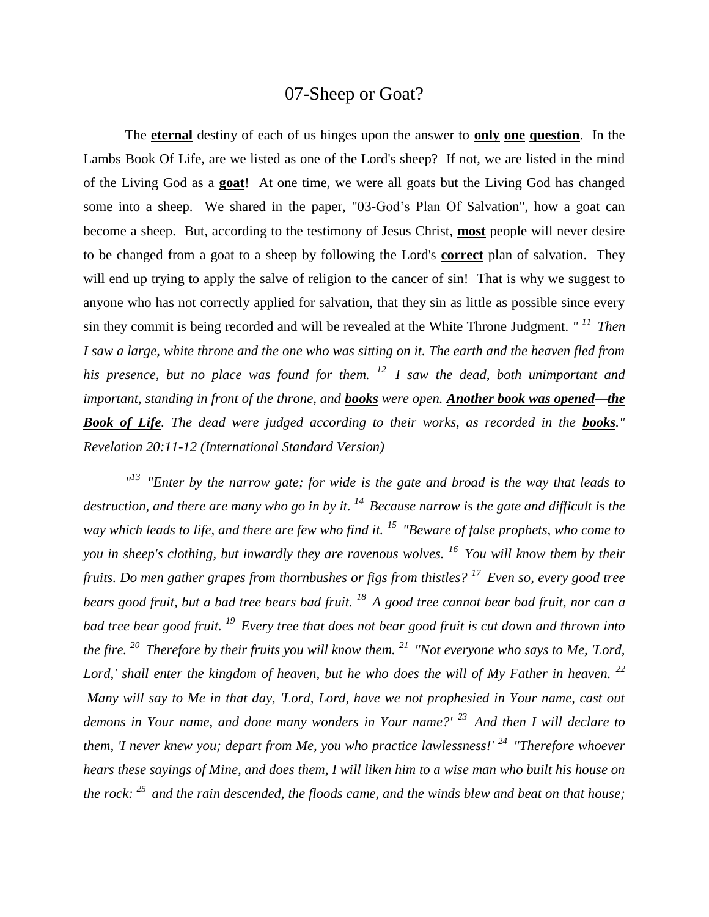# 07-Sheep or Goat?

The **eternal** destiny of each of us hinges upon the answer to **only one question**. In the Lambs Book Of Life, are we listed as one of the Lord's sheep? If not, we are listed in the mind of the Living God as a **goat**! At one time, we were all goats but the Living God has changed some into a sheep. We shared in the paper, "03-God's Plan Of Salvation", how a goat can become a sheep. But, according to the testimony of Jesus Christ, **most** people will never desire to be changed from a goat to a sheep by following the Lord's **correct** plan of salvation. They will end up trying to apply the salve of religion to the cancer of sin! That is why we suggest to anyone who has not correctly applied for salvation, that they sin as little as possible since every sin they commit is being recorded and will be revealed at the White Throne Judgment. *" [11] Then I saw a large, white throne and the one who was sitting on it. The earth and the heaven fled from his presence, but no place was found for them. [12] I saw the dead, both unimportant and important, standing in front of the throne, and **books** were open. **Another book was opened**—**the Book of Life**. The dead were judged according to their works, as recorded in the **books**." Revelation 20:11-12 (International Standard Version)*

*"[13] "Enter by the narrow gate; for wide is the gate and broad is the way that leads to destruction, and there are many who go in by it. [14] Because narrow is the gate and difficult is the way which leads to life, and there are few who find it. [15] "Beware of false prophets, who come to you in sheep's clothing, but inwardly they are ravenous wolves. [16] You will know them by their fruits. Do men gather grapes from thornbushes or figs from thistles? [17] Even so, every good tree bears good fruit, but a bad tree bears bad fruit. [18] A good tree cannot bear bad fruit, nor can a bad tree bear good fruit. [19] Every tree that does not bear good fruit is cut down and thrown into the fire. [20] Therefore by their fruits you will know them. [21] "Not everyone who says to Me, 'Lord, Lord,' shall enter the kingdom of heaven, but he who does the will of My Father in heaven. [22] Many will say to Me in that day, 'Lord, Lord, have we not prophesied in Your name, cast out demons in Your name, and done many wonders in Your name?' [23] And then I will declare to them, 'I never knew you; depart from Me, you who practice lawlessness!' [24] "Therefore whoever hears these sayings of Mine, and does them, I will liken him to a wise man who built his house on the rock: [25] and the rain descended, the floods came, and the winds blew and beat on that house;*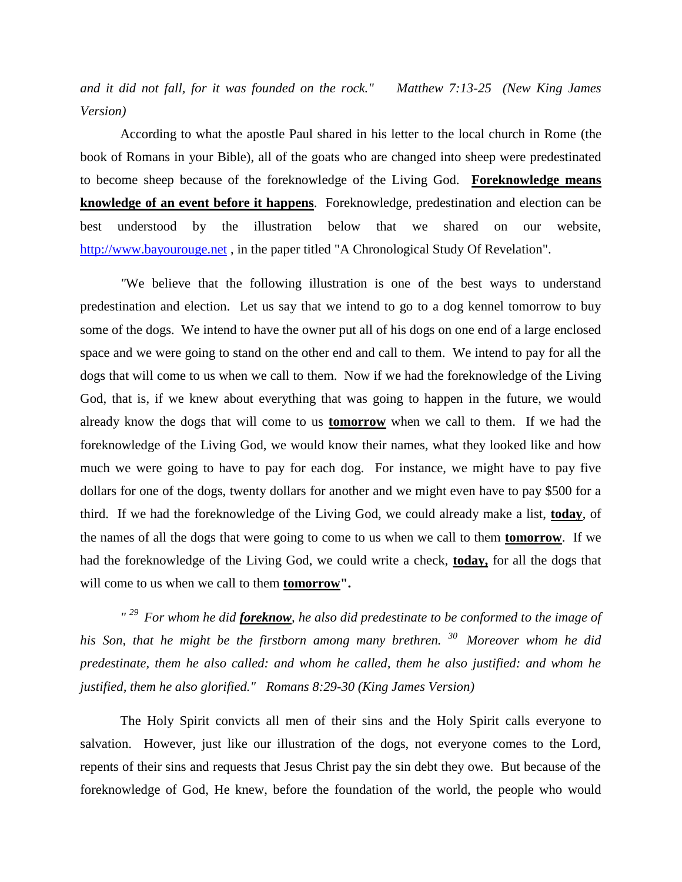*and it did not fall, for it was founded on the rock."     Matthew 7:13-25  (New King James Version)*

According to what the apostle Paul shared in his letter to the local church in Rome (the book of Romans in your Bible), all of the goats who are changed into sheep were predestinated to become sheep because of the foreknowledge of the Living God. **Foreknowledge means knowledge of an event before it happens**. Foreknowledge, predestination and election can be best understood by the illustration below that we shared on our website, http://www.bayourouge.net , in the paper titled "A Chronological Study Of Revelation".

"We believe that the following illustration is one of the best ways to understand predestination and election. Let us say that we intend to go to a dog kennel tomorrow to buy some of the dogs. We intend to have the owner put all of his dogs on one end of a large enclosed space and we were going to stand on the other end and call to them. We intend to pay for all the dogs that will come to us when we call to them. Now if we had the foreknowledge of the Living God, that is, if we knew about everything that was going to happen in the future, we would already know the dogs that will come to us **tomorrow** when we call to them. If we had the foreknowledge of the Living God, we would know their names, what they looked like and how much we were going to have to pay for each dog. For instance, we might have to pay five dollars for one of the dogs, twenty dollars for another and we might even have to pay $500 for a third. If we had the foreknowledge of the Living God, we could already make a list, **today**, of the names of all the dogs that were going to come to us when we call to them **tomorrow**. If we had the foreknowledge of the Living God, we could write a check, **today,** for all the dogs that will come to us when we call to them **tomorrow".**

*" 29  For whom he did **foreknow**, he also did predestinate to be conformed to the image of his Son, that he might be the firstborn among many brethren. 30  Moreover whom he did predestinate, them he also called: and whom he called, them he also justified: and whom he justified, them he also glorified."   Romans 8:29-30 (King James Version)*

The Holy Spirit convicts all men of their sins and the Holy Spirit calls everyone to salvation. However, just like our illustration of the dogs, not everyone comes to the Lord, repents of their sins and requests that Jesus Christ pay the sin debt they owe. But because of the foreknowledge of God, He knew, before the foundation of the world, the people who would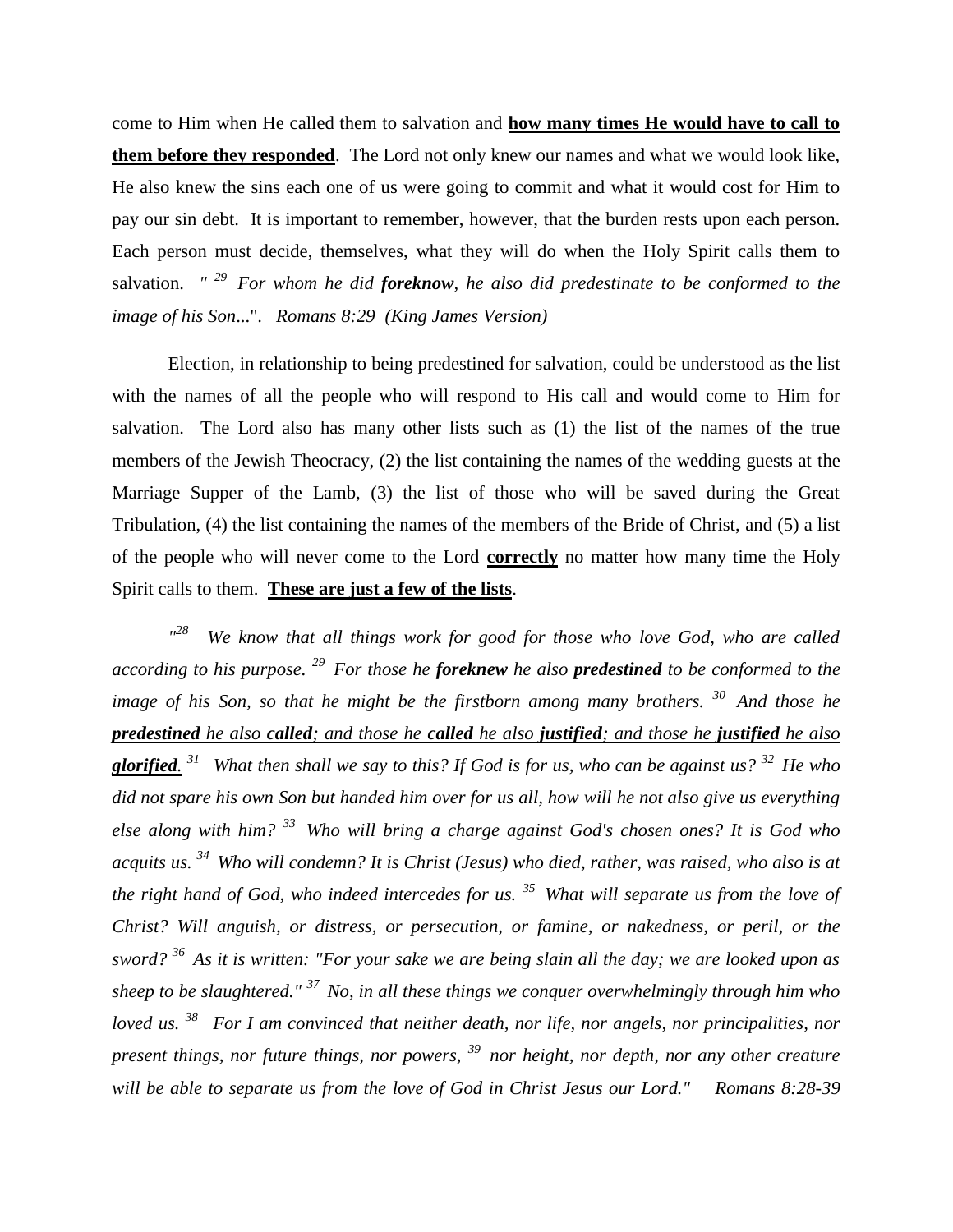come to Him when He called them to salvation and <u>**how many times He would have to call to them before they responded**</u>. The Lord not only knew our names and what we would look like, He also knew the sins each one of us were going to commit and what it would cost for Him to pay our sin debt. It is important to remember, however, that the burden rests upon each person. Each person must decide, themselves, what they will do when the Holy Spirit calls them to salvation. *" [29] For whom he did **foreknow**, he also did predestinate to be conformed to the image of his Son*...". *Romans 8:29 (King James Version)*

Election, in relationship to being predestined for salvation, could be understood as the list with the names of all the people who will respond to His call and would come to Him for salvation. The Lord also has many other lists such as (1) the list of the names of the true members of the Jewish Theocracy, (2) the list containing the names of the wedding guests at the Marriage Supper of the Lamb, (3) the list of those who will be saved during the Great Tribulation, (4) the list containing the names of the members of the Bride of Christ, and (5) a list of the people who will never come to the Lord <u>**correctly**</u> no matter how many time the Holy Spirit calls to them. <u>**These are just a few of the lists**</u>.

*"[28] We know that all things work for good for those who love God, who are called according to his purpose. <u>[29] For those he **foreknew** he also **predestined** to be conformed to the image of his Son, so that he might be the firstborn among many brothers. [30] And those he **predestined** he also **called**; and those he **called** he also **justified**; and those he **justified** he also **glorified**.</u> [31] What then shall we say to this? If God is for us, who can be against us? [32] He who did not spare his own Son but handed him over for us all, how will he not also give us everything else along with him? [33] Who will bring a charge against God's chosen ones? It is God who acquits us. [34] Who will condemn? It is Christ (Jesus) who died, rather, was raised, who also is at the right hand of God, who indeed intercedes for us. [35] What will separate us from the love of Christ? Will anguish, or distress, or persecution, or famine, or nakedness, or peril, or the sword? [36] As it is written: "For your sake we are being slain all the day; we are looked upon as sheep to be slaughtered." [37] No, in all these things we conquer overwhelmingly through him who loved us. [38] For I am convinced that neither death, nor life, nor angels, nor principalities, nor present things, nor future things, nor powers, [39] nor height, nor depth, nor any other creature will be able to separate us from the love of God in Christ Jesus our Lord." Romans 8:28-39*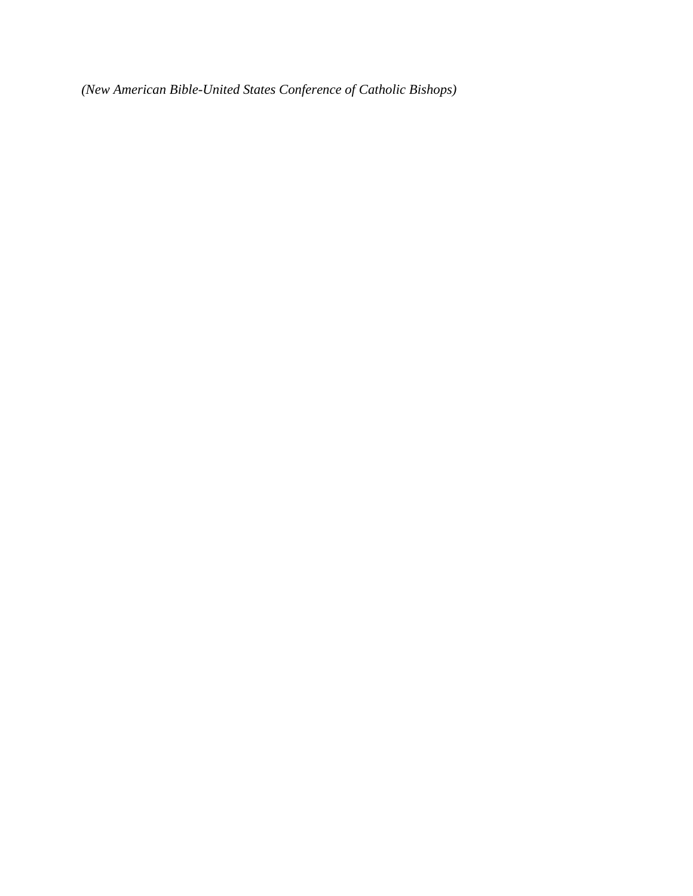*(New American Bible-United States Conference of Catholic Bishops)*